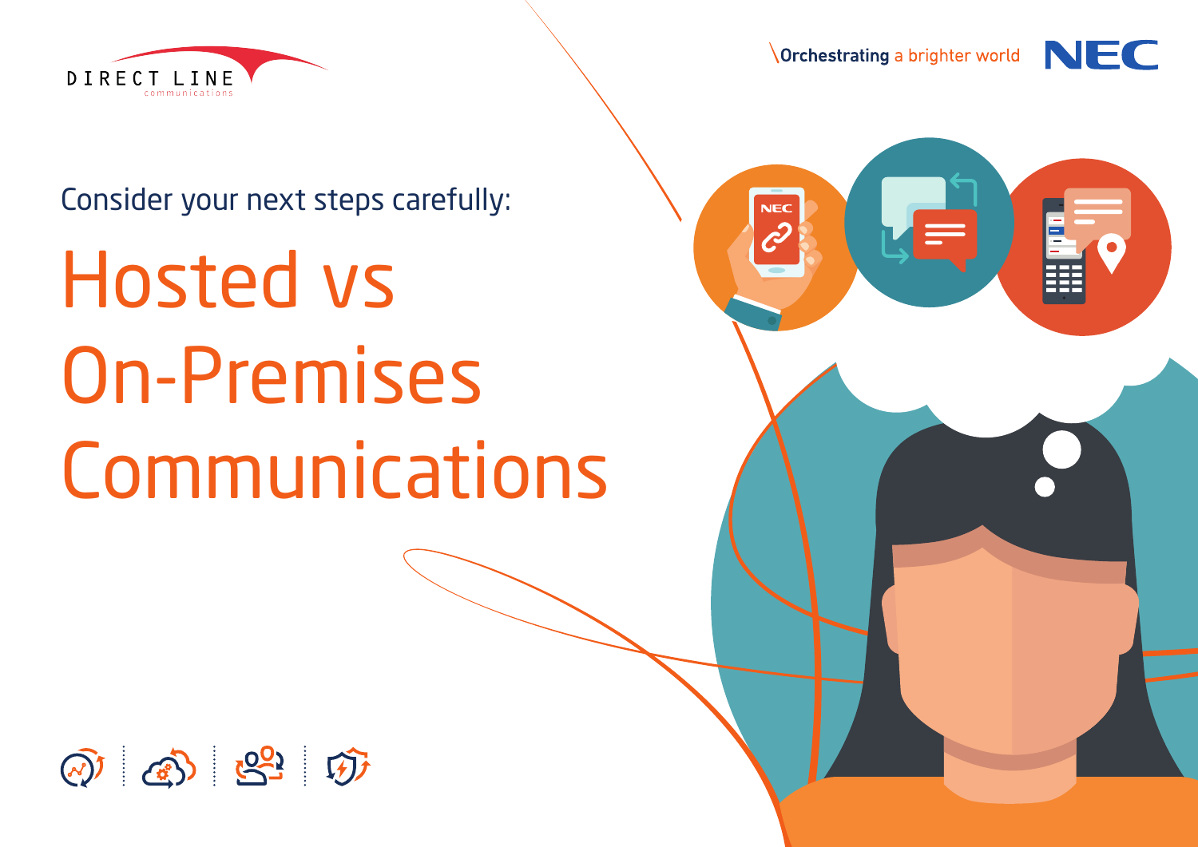Consider your next steps carefully:

# Hosted vs On-Premises Communications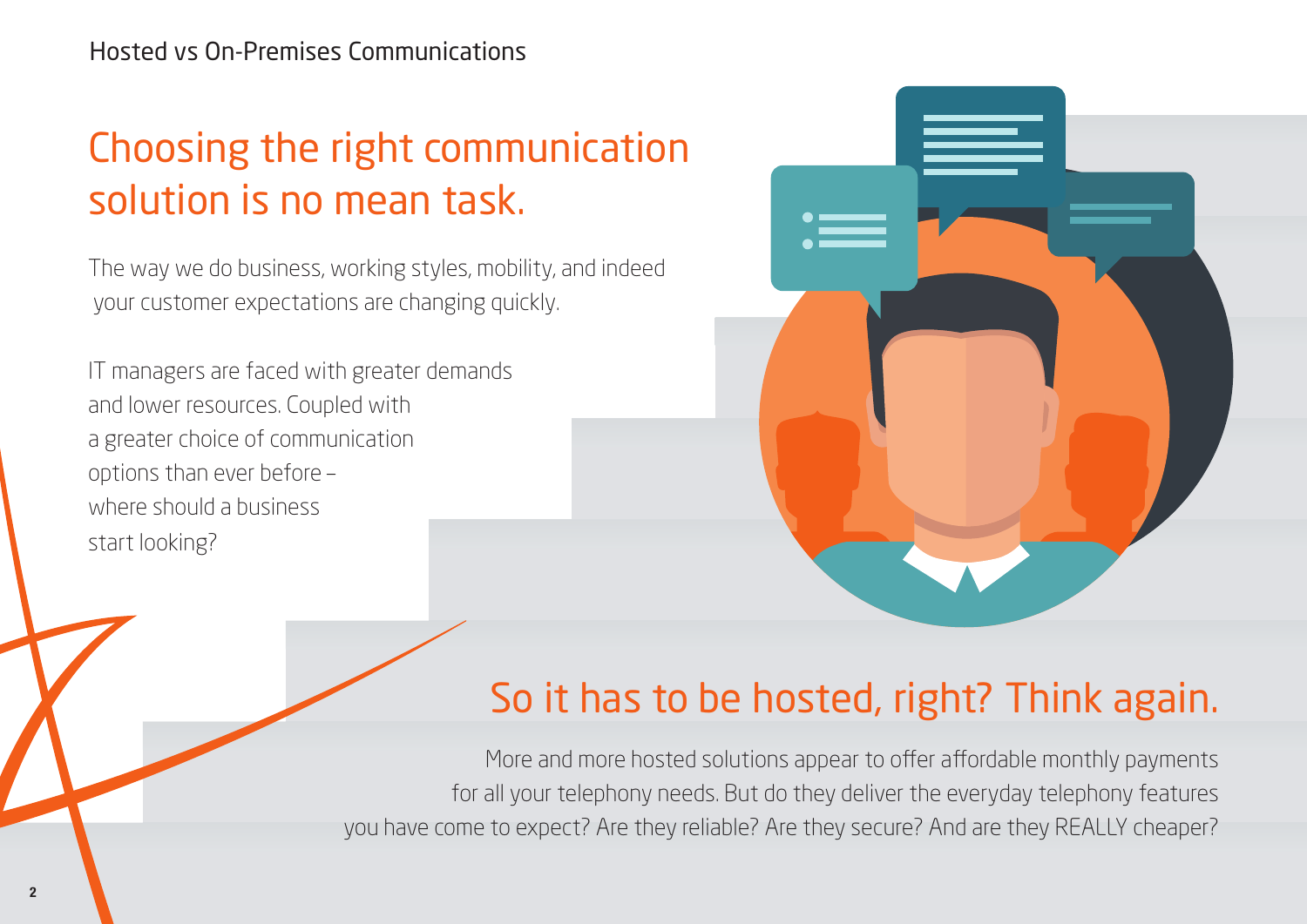# Choosing the right communication solution is no mean task.

The way we do business, working styles, mobility, and indeed your customer expectations are changing quickly.

IT managers are faced with greater demands and lower resources. Coupled with a greater choice of communication options than ever before – where should a business start looking?

## So it has to be hosted, right? Think again.

More and more hosted solutions appear to offer affordable monthly payments for all your telephony needs. But do they deliver the everyday telephony features you have come to expect? Are they reliable? Are they secure? And are they REALLY cheaper?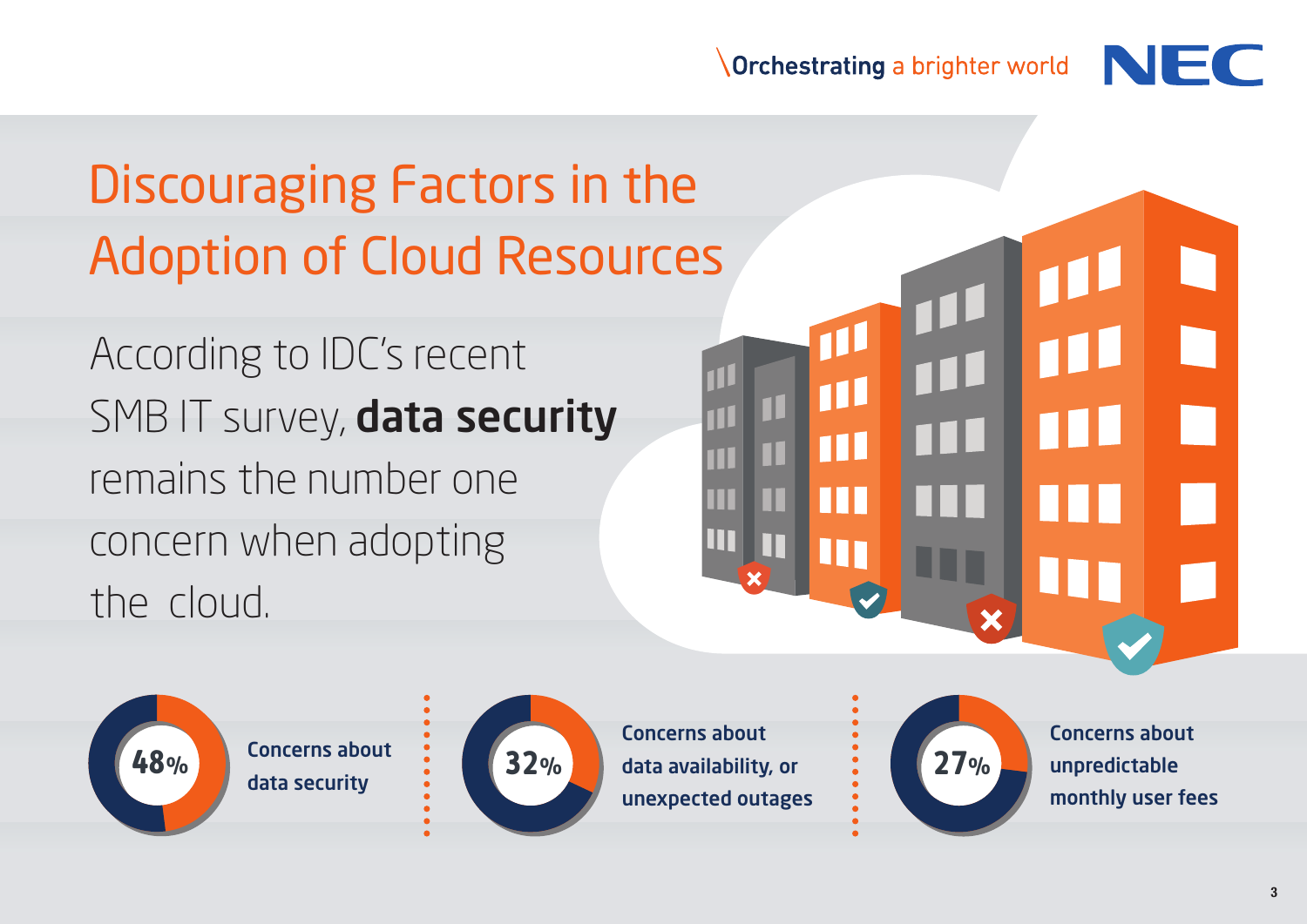# Discouraging Factors in the Adoption of Cloud Resources

According to IDC's recent SMB IT survey, **data security** remains the number one concern when adopting the cloud.

- **48%** Concerns about data security
- **32%** Concerns about data availability, or unexpected outages
- **27%** Concerns about unpredictable monthly user fees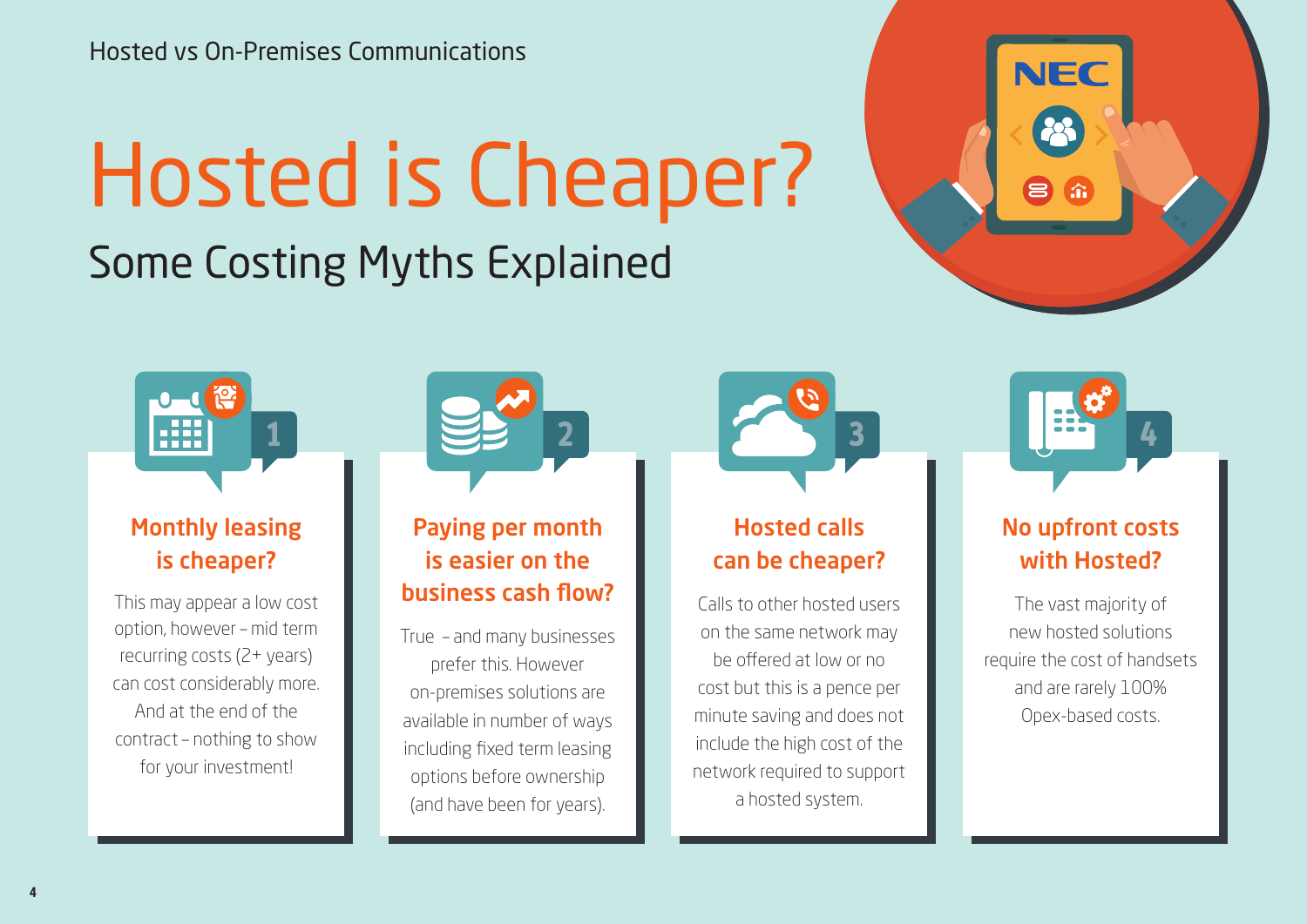# Hosted is Cheaper?

## Some Costing Myths Explained

### 1. Monthly leasing is cheaper?

This may appear a low cost option, however – mid term recurring costs (2+ years) can cost considerably more. And at the end of the contract – nothing to show for your investment!

### 2. Paying per month is easier on the business cash flow?

True – and many businesses prefer this. However on-premises solutions are available in number of ways including fixed term leasing options before ownership (and have been for years).

### 3. Hosted calls can be cheaper?

Calls to other hosted users on the same network may be offered at low or no cost but this is a pence per minute saving and does not include the high cost of the network required to support a hosted system.

### 4. No upfront costs with Hosted?

The vast majority of new hosted solutions require the cost of handsets and are rarely 100% Opex-based costs.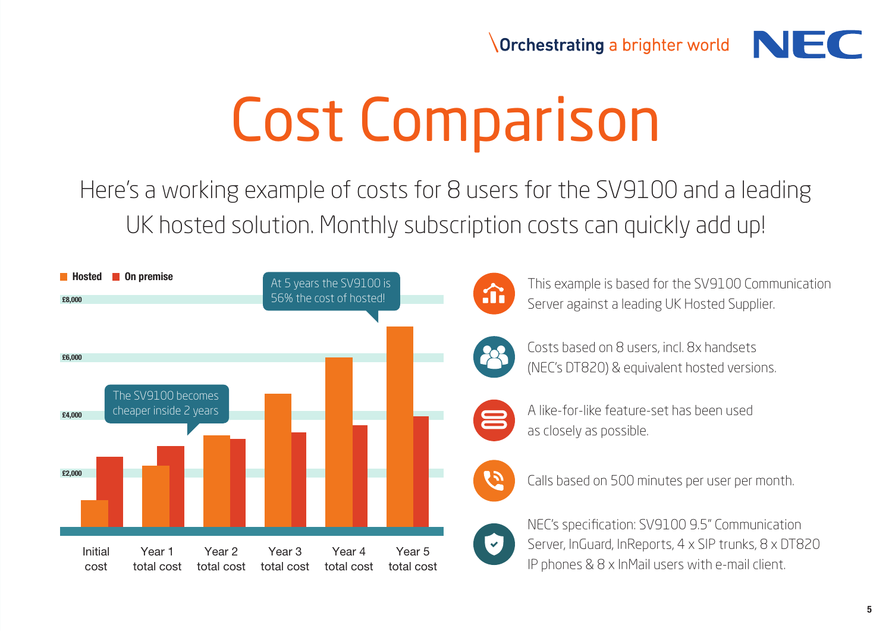# Cost Comparison

Here's a working example of costs for 8 users for the SV9100 and a leading UK hosted solution. Monthly subscription costs can quickly add up!

Hosted | On premise

At 5 years the SV9100 is 56% the cost of hosted!

The SV9100 becomes cheaper inside 2 years

£8,000
£6,000
£4,000
£2,000

Initial cost | Year 1 total cost | Year 2 total cost | Year 3 total cost | Year 4 total cost | Year 5 total cost

- This example is based for the SV9100 Communication Server against a leading UK Hosted Supplier.
- Costs based on 8 users, incl. 8x handsets (NEC's DT820) & equivalent hosted versions.
- A like-for-like feature-set has been used as closely as possible.
- Calls based on 500 minutes per user per month.
- NEC's specification: SV9100 9.5" Communication Server, InGuard, InReports, 4 x SIP trunks, 8 x DT820 IP phones & 8 x InMail users with e-mail client.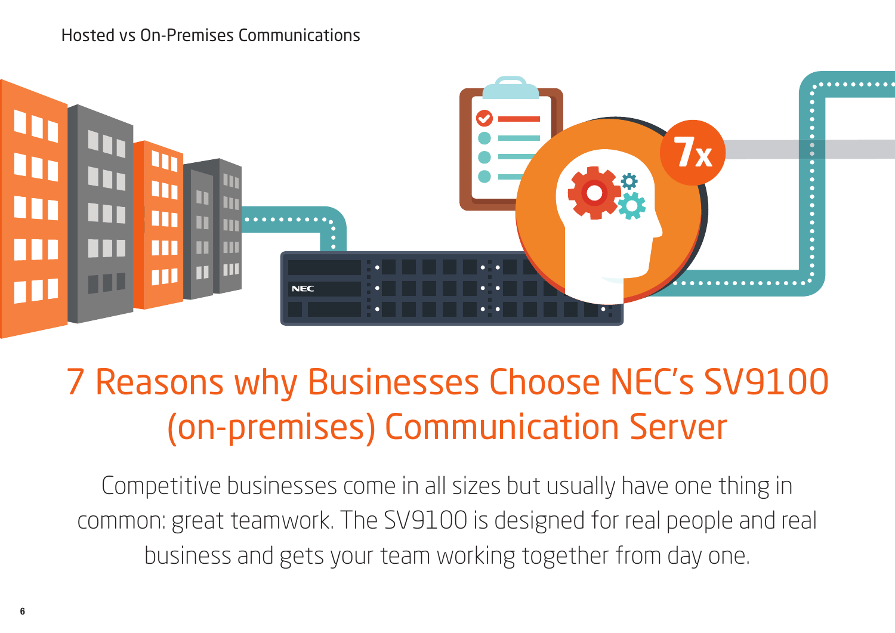# 7 Reasons why Businesses Choose NEC's SV9100 (on-premises) Communication Server

Competitive businesses come in all sizes but usually have one thing in common: great teamwork. The SV9100 is designed for real people and real business and gets your team working together from day one.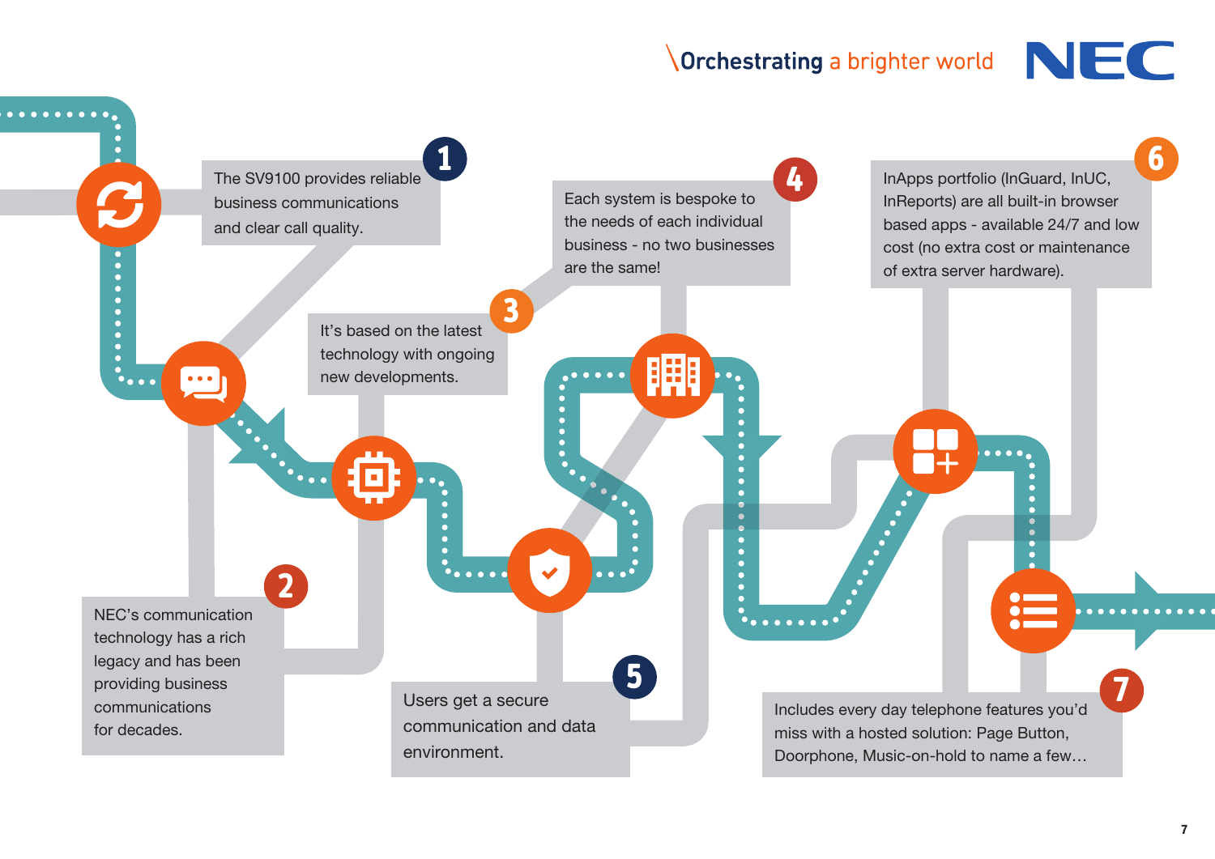1. The SV9100 provides reliable business communications and clear call quality.

2. NEC's communication technology has a rich legacy and has been providing business communications for decades.

3. It's based on the latest technology with ongoing new developments.

4. Each system is bespoke to the needs of each individual business - no two businesses are the same!

5. Users get a secure communication and data environment.

6. InApps portfolio (InGuard, InUC, InReports) are all built-in browser based apps - available 24/7 and low cost (no extra cost or maintenance of extra server hardware).

7. Includes every day telephone features you'd miss with a hosted solution: Page Button, Doorphone, Music-on-hold to name a few…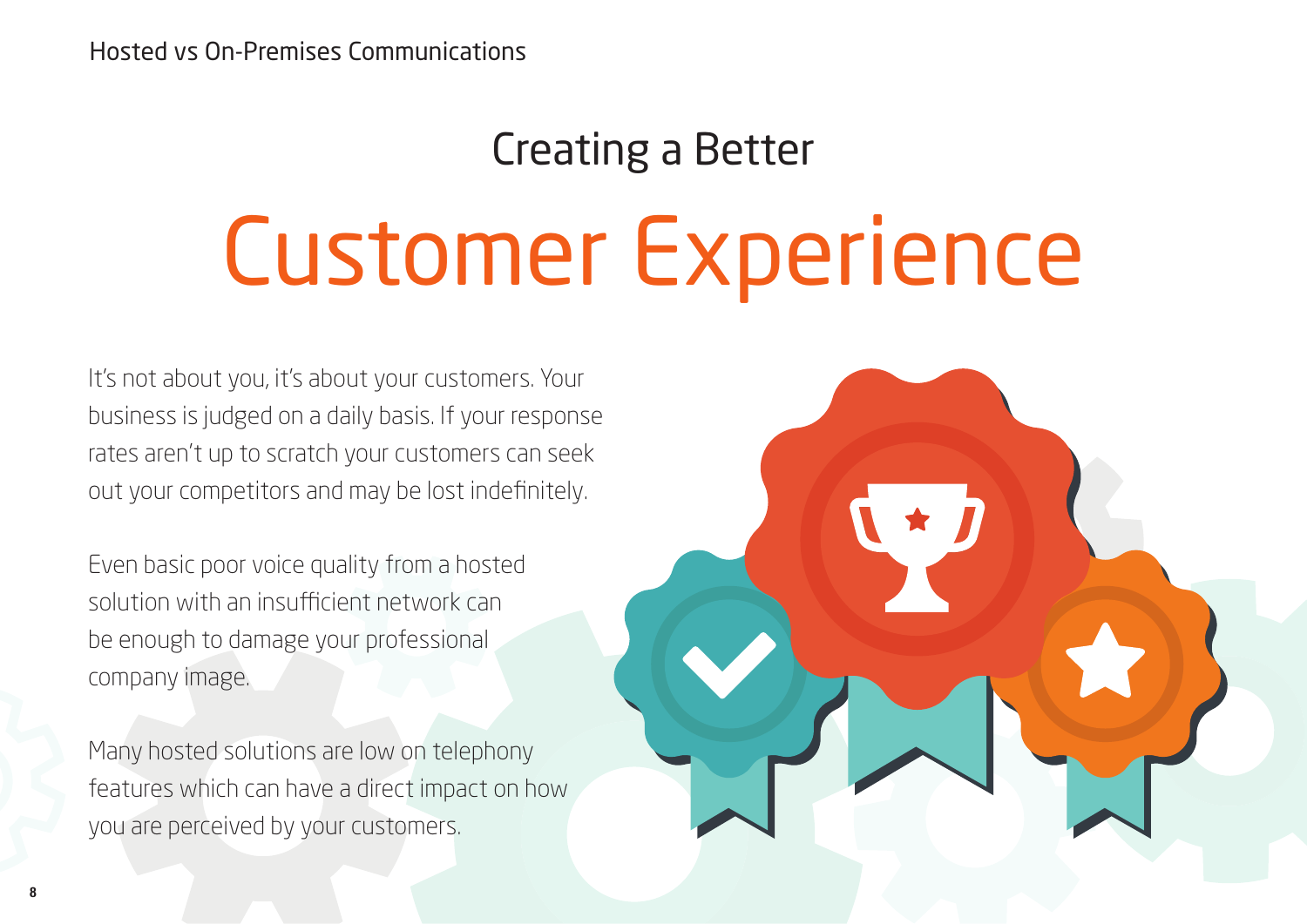# Creating a Better Customer Experience

It's not about you, it's about your customers. Your business is judged on a daily basis. If your response rates aren't up to scratch your customers can seek out your competitors and may be lost indefinitely.

Even basic poor voice quality from a hosted solution with an insufficient network can be enough to damage your professional company image.

Many hosted solutions are low on telephony features which can have a direct impact on how you are perceived by your customers.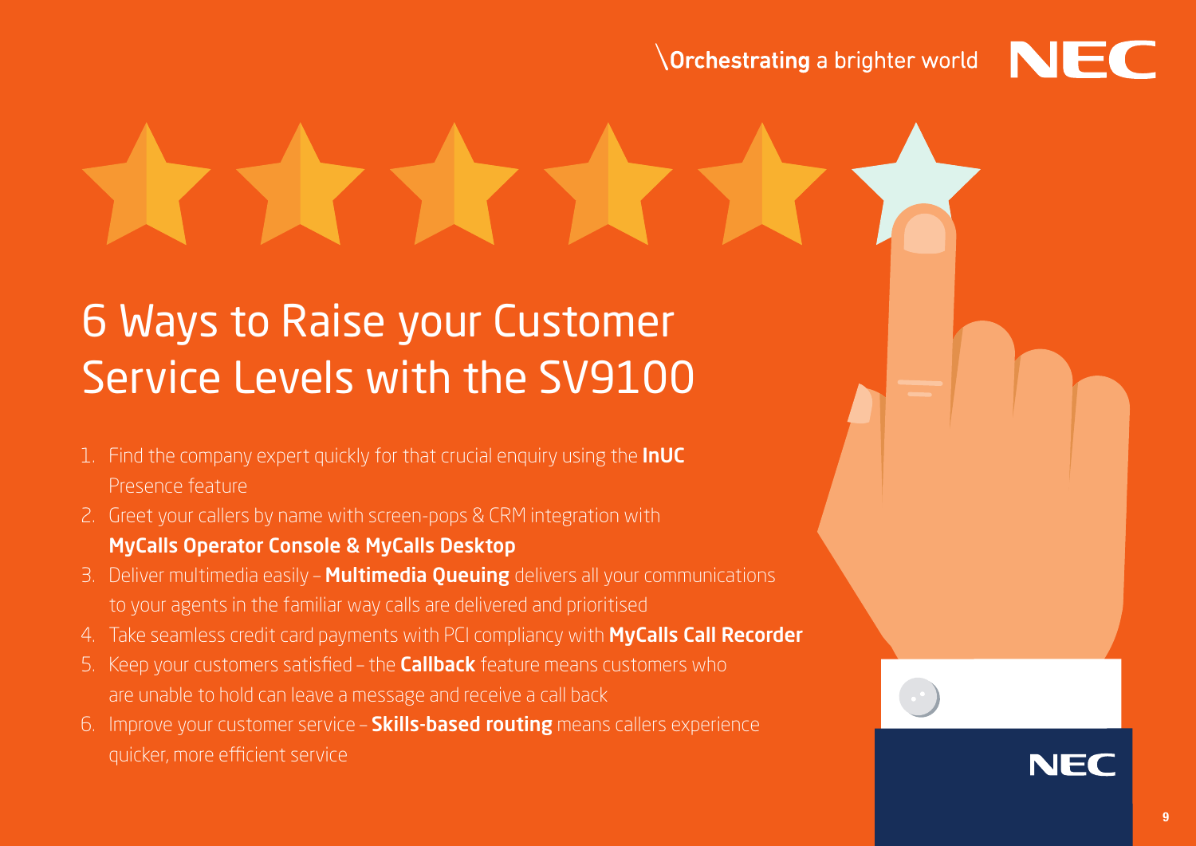# 6 Ways to Raise your Customer Service Levels with the SV9100

1. Find the company expert quickly for that crucial enquiry using the **InUC** Presence feature
2. Greet your callers by name with screen-pops & CRM integration with **MyCalls Operator Console & MyCalls Desktop**
3. Deliver multimedia easily – **Multimedia Queuing** delivers all your communications to your agents in the familiar way calls are delivered and prioritised
4. Take seamless credit card payments with PCI compliancy with **MyCalls Call Recorder**
5. Keep your customers satisfied – the **Callback** feature means customers who are unable to hold can leave a message and receive a call back
6. Improve your customer service – **Skills-based routing** means callers experience quicker, more efficient service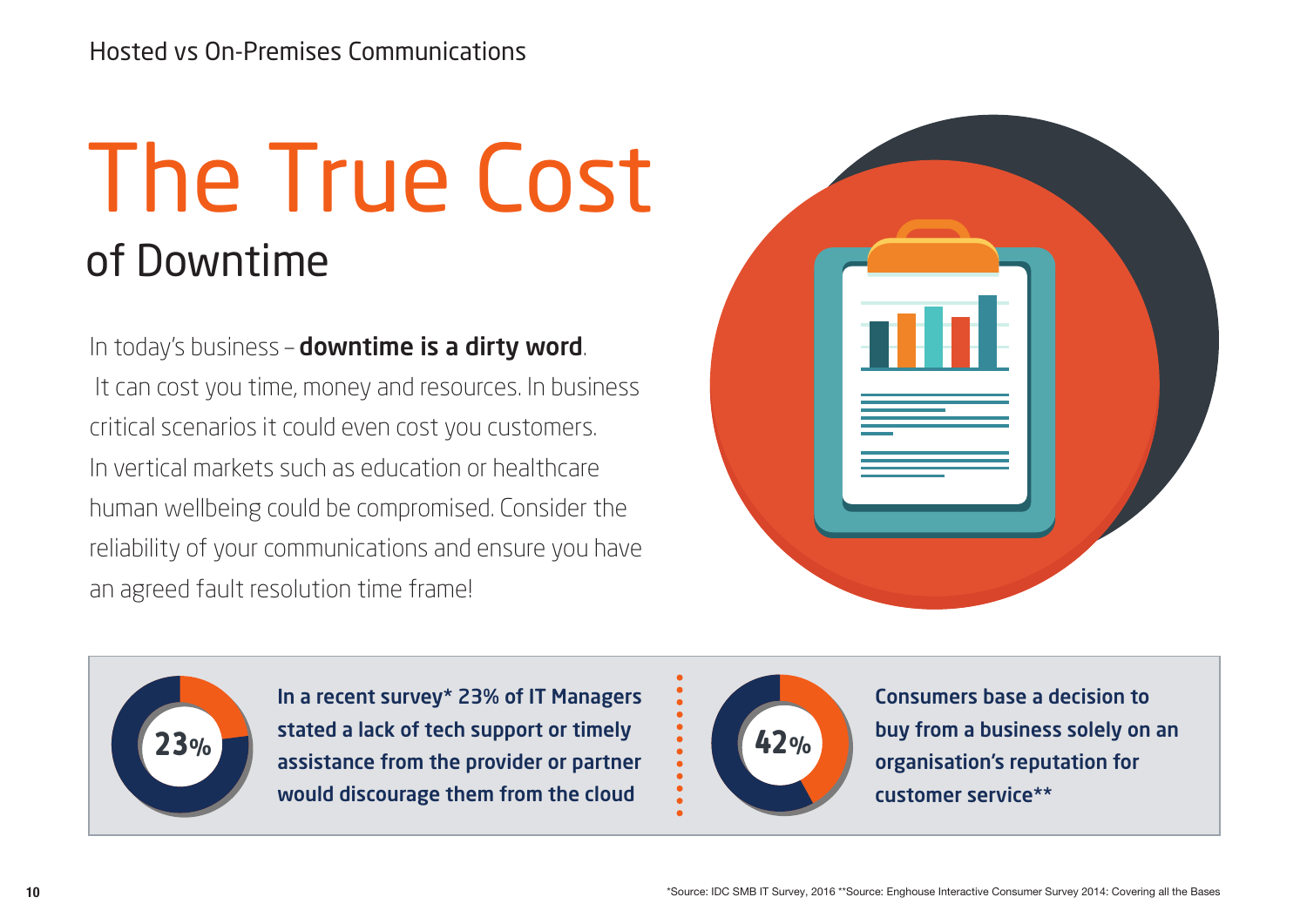# The True Cost

## of Downtime

In today's business – **downtime is a dirty word**. It can cost you time, money and resources. In business critical scenarios it could even cost you customers. In vertical markets such as education or healthcare human wellbeing could be compromised. Consider the reliability of your communications and ensure you have an agreed fault resolution time frame!

**23%**

**In a recent survey* 23% of IT Managers stated a lack of tech support or timely assistance from the provider or partner would discourage them from the cloud**

**42%**

**Consumers base a decision to buy from a business solely on an organisation's reputation for customer service****

*Source: IDC SMB IT Survey, 2016 **Source: Enghouse Interactive Consumer Survey 2014: Covering all the Bases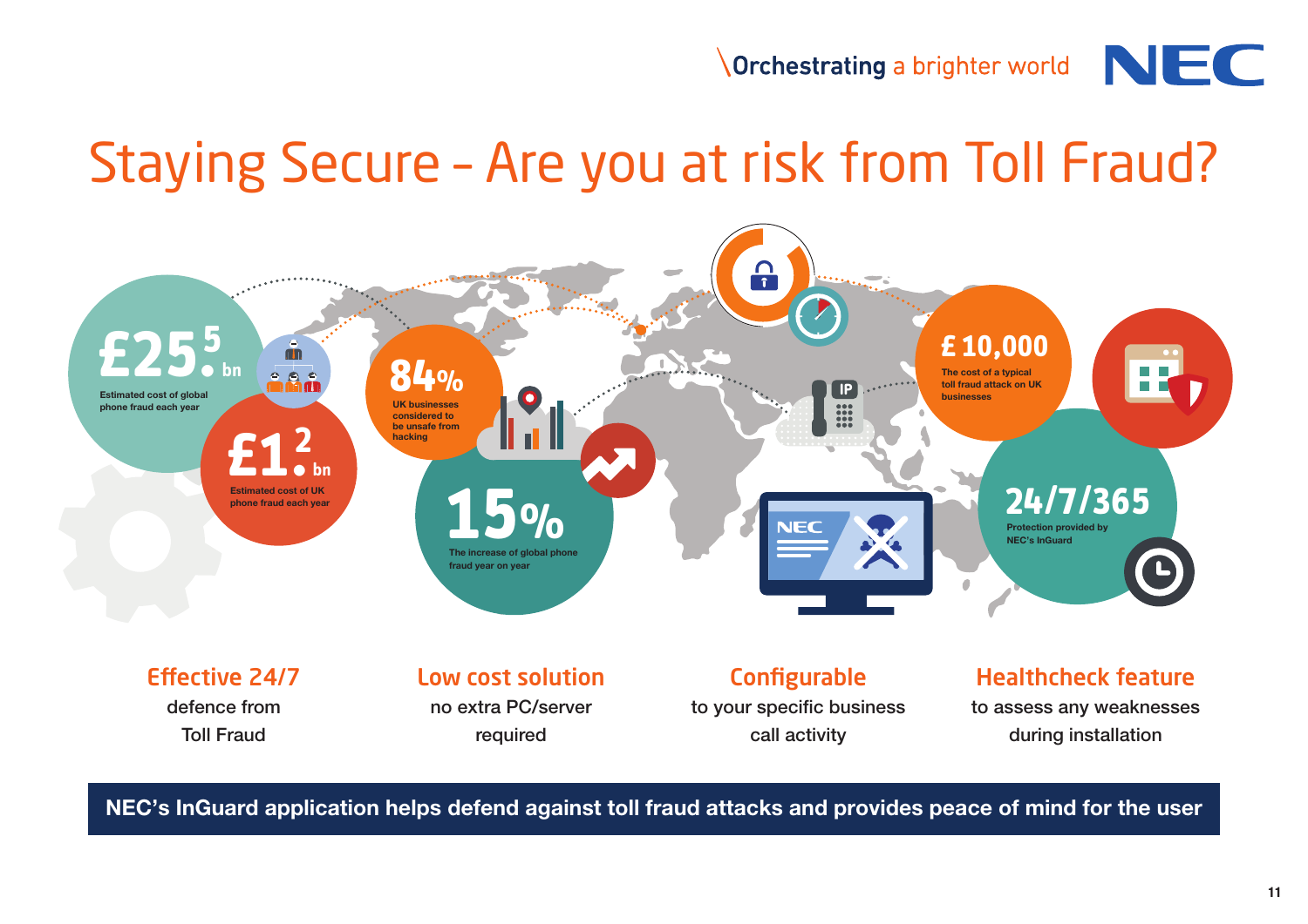# Staying Secure - Are you at risk from Toll Fraud?

**£25.5 bn**
Estimated cost of global phone fraud each year

**£1.2 bn**
Estimated cost of UK phone fraud each year

**84%**
UK businesses considered to be unsafe from hacking

**15%**
The increase of global phone fraud year on year

**£ 10,000**
The cost of a typical toll fraud attack on UK businesses

**24/7/365**
Protection provided by NEC's InGuard

## Effective 24/7

defence from Toll Fraud

## Low cost solution

no extra PC/server required

## Configurable

to your specific business call activity

## Healthcheck feature

to assess any weaknesses during installation

**NEC's InGuard application helps defend against toll fraud attacks and provides peace of mind for the user**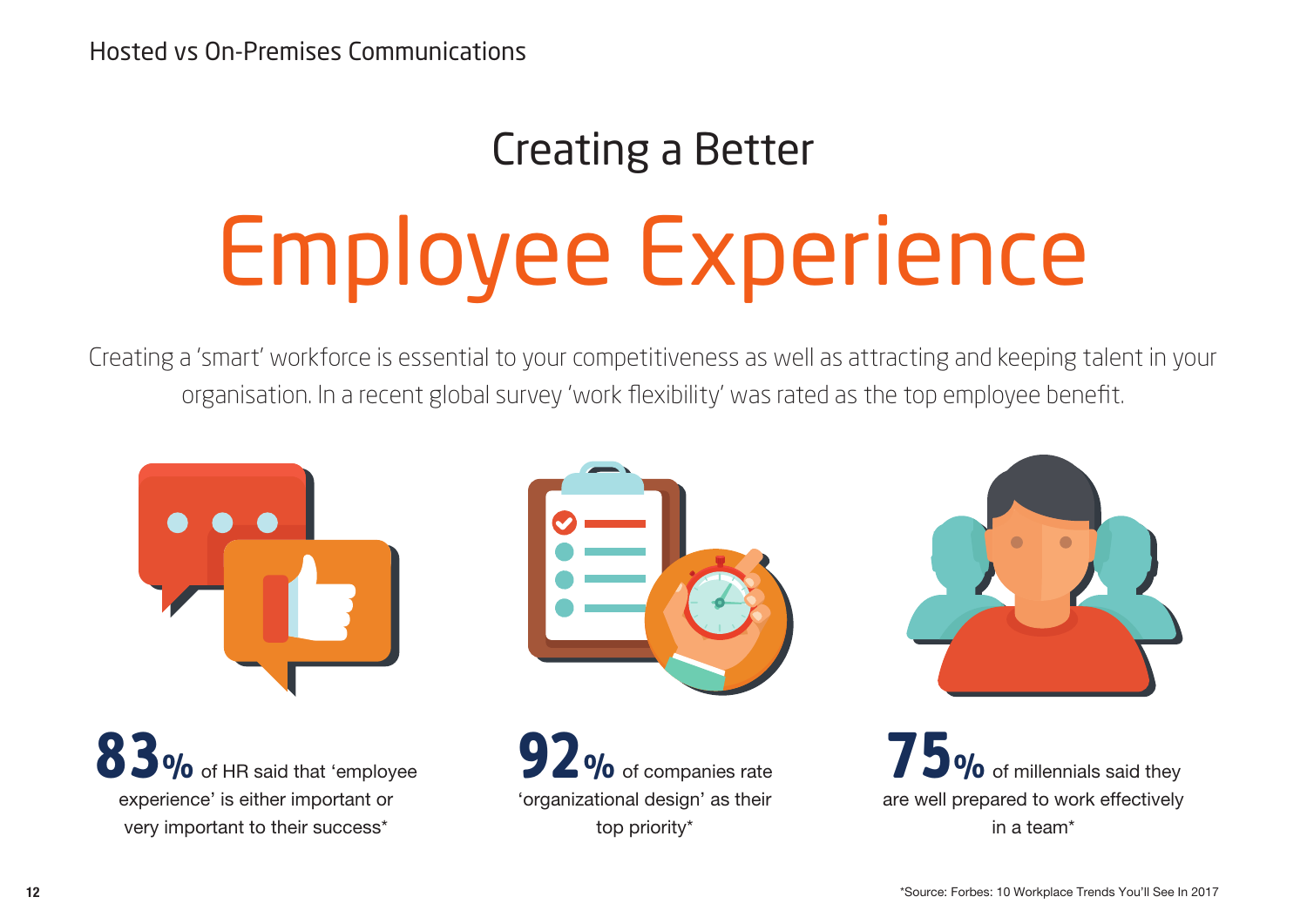# Creating a Better Employee Experience

Creating a 'smart' workforce is essential to your competitiveness as well as attracting and keeping talent in your organisation. In a recent global survey 'work flexibility' was rated as the top employee benefit.

**83%** of HR said that 'employee experience' is either important or very important to their success*

**92%** of companies rate 'organizational design' as their top priority*

**75%** of millennials said they are well prepared to work effectively in a team*

*Source: Forbes: 10 Workplace Trends You'll See In 2017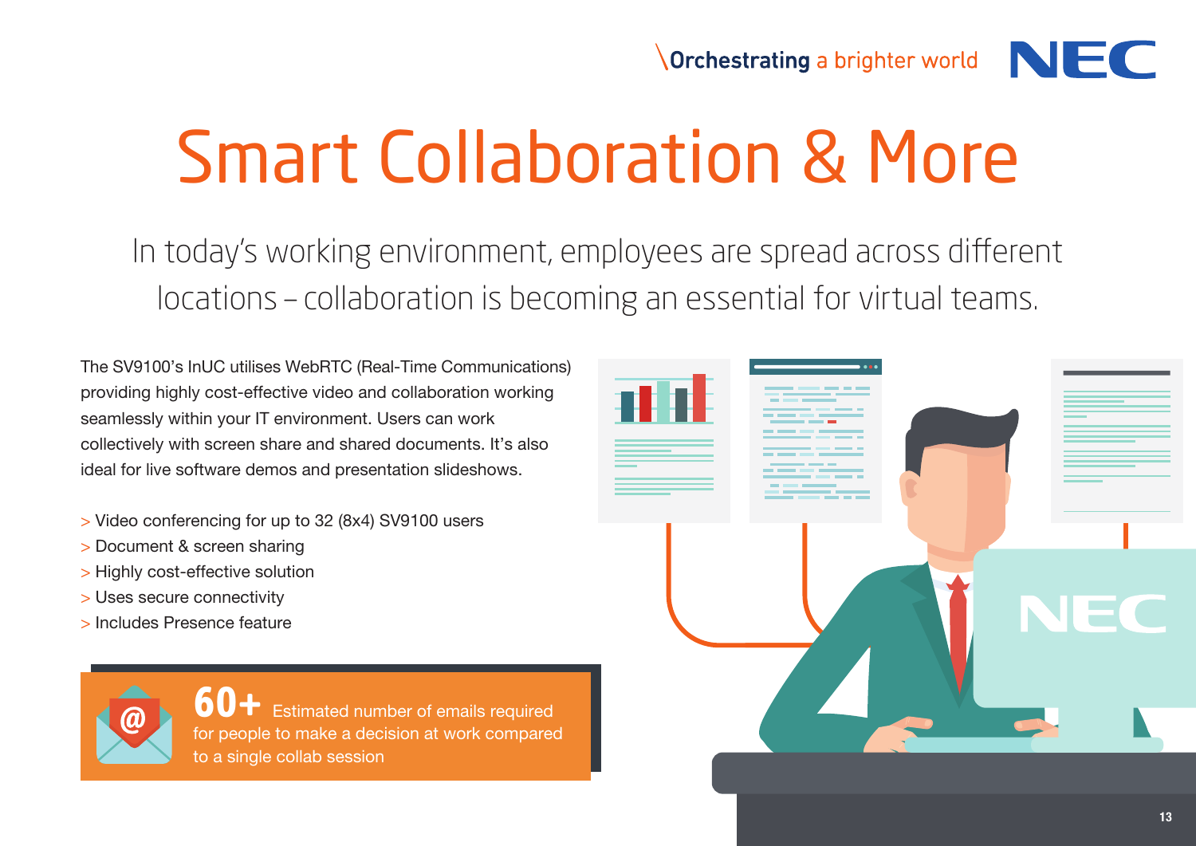# Smart Collaboration & More

In today's working environment, employees are spread across different locations – collaboration is becoming an essential for virtual teams.

The SV9100's InUC utilises WebRTC (Real-Time Communications) providing highly cost-effective video and collaboration working seamlessly within your IT environment. Users can work collectively with screen share and shared documents. It's also ideal for live software demos and presentation slideshows.

- Video conferencing for up to 32 (8x4) SV9100 users
- Document & screen sharing
- Highly cost-effective solution
- Uses secure connectivity
- Includes Presence feature

**60+** Estimated number of emails required for people to make a decision at work compared to a single collab session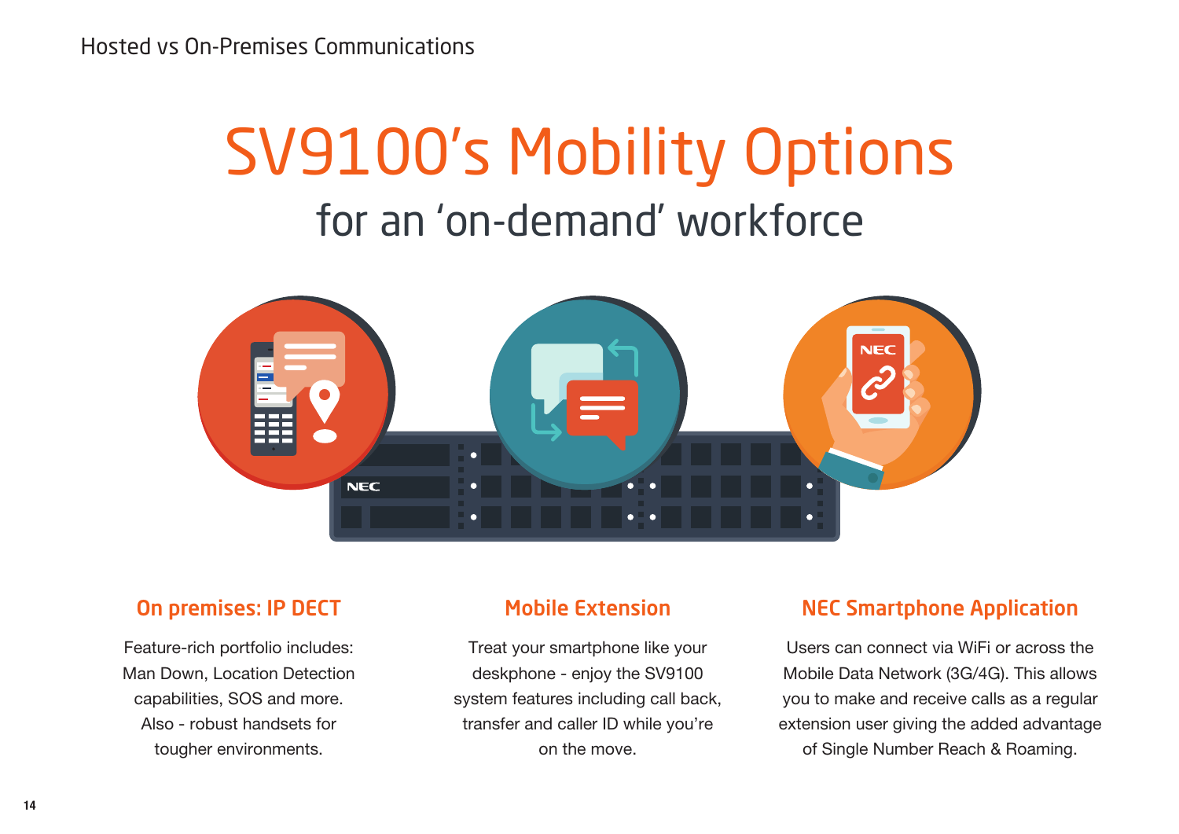# SV9100's Mobility Options

## for an 'on-demand' workforce

### On premises: IP DECT

Feature-rich portfolio includes: Man Down, Location Detection capabilities, SOS and more. Also - robust handsets for tougher environments.

### Mobile Extension

Treat your smartphone like your deskphone - enjoy the SV9100 system features including call back, transfer and caller ID while you're on the move.

### NEC Smartphone Application

Users can connect via WiFi or across the Mobile Data Network (3G/4G). This allows you to make and receive calls as a regular extension user giving the added advantage of Single Number Reach & Roaming.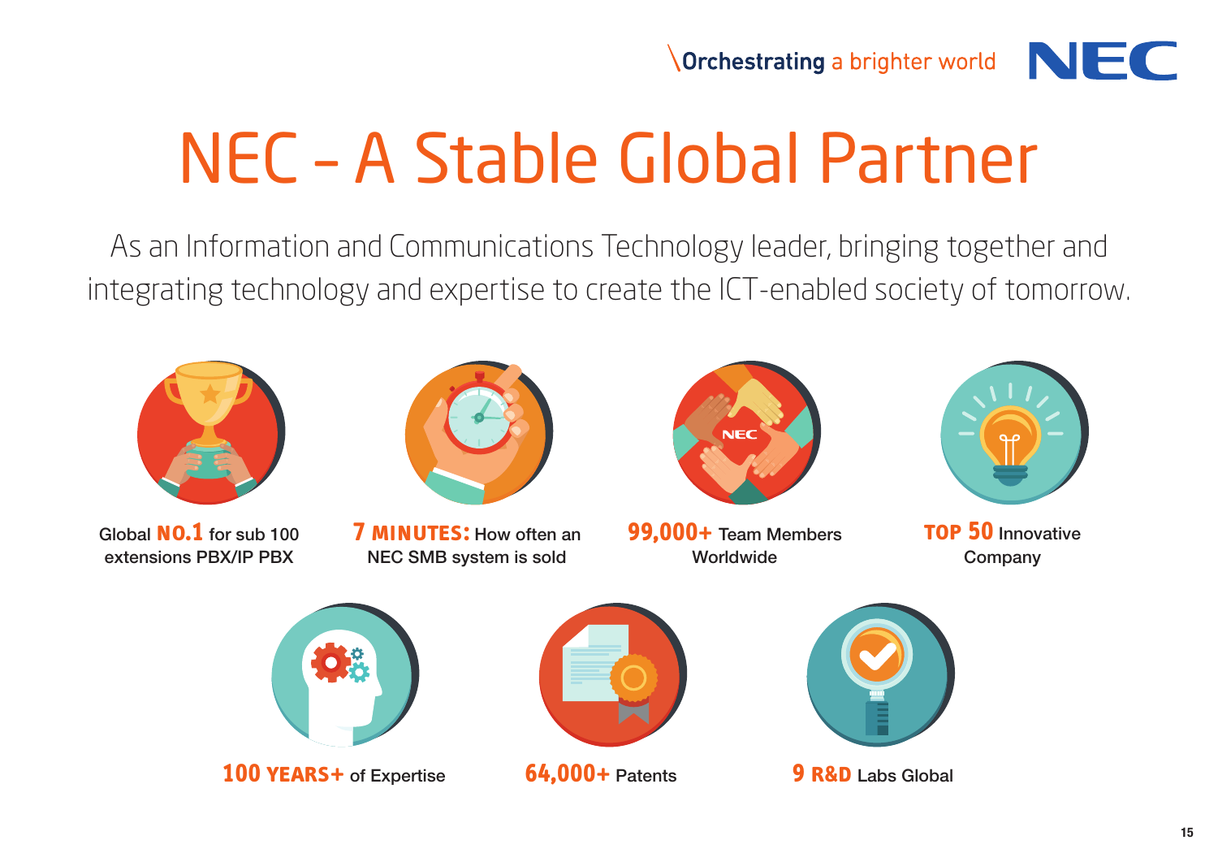\Orchestrating a brighter world

# NEC - A Stable Global Partner

As an Information and Communications Technology leader, bringing together and integrating technology and expertise to create the ICT-enabled society of tomorrow.

Global **NO.1** for sub 100 extensions PBX/IP PBX

**7 MINUTES:** How often an NEC SMB system is sold

**99,000+** Team Members Worldwide

**TOP 50** Innovative Company

**100 YEARS+** of Expertise

**64,000+** Patents

**9 R&D** Labs Global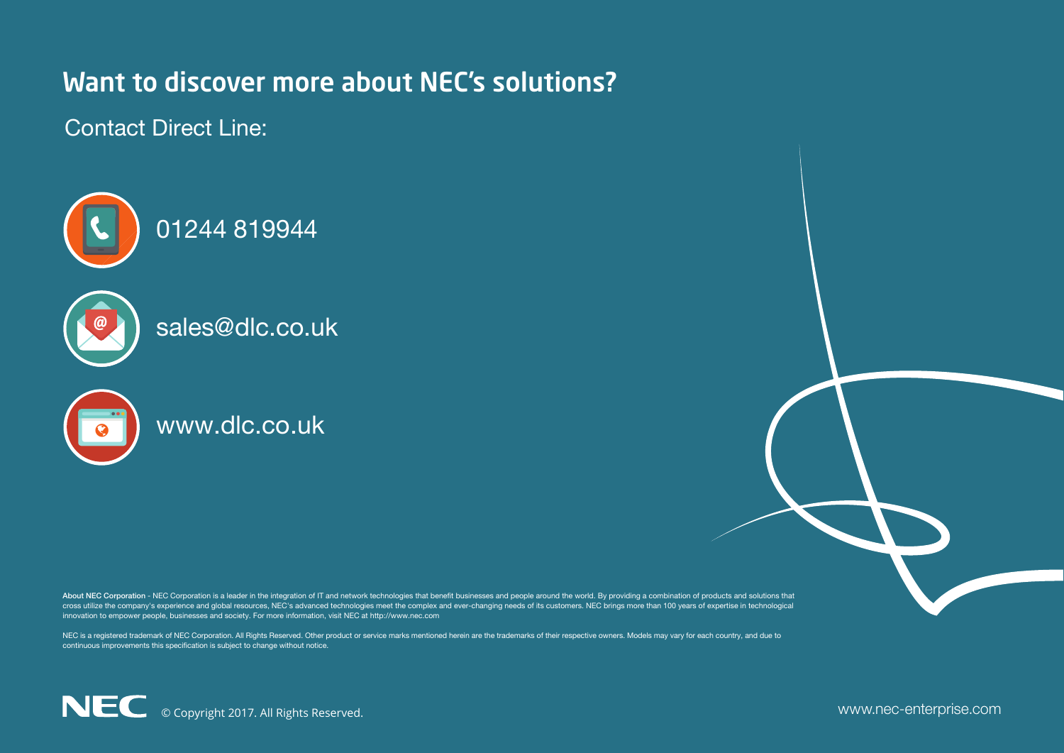## Want to discover more about NEC's solutions?

Contact Direct Line:

01244 819944

sales@dlc.co.uk

www.dlc.co.uk

**About NEC Corporation** - NEC Corporation is a leader in the integration of IT and network technologies that benefit businesses and people around the world. By providing a combination of products and solutions that cross utilize the company's experience and global resources, NEC's advanced technologies meet the complex and ever-changing needs of its customers. NEC brings more than 100 years of expertise in technological innovation to empower people, businesses and society. For more information, visit NEC at http://www.nec.com

NEC is a registered trademark of NEC Corporation. All Rights Reserved. Other product or service marks mentioned herein are the trademarks of their respective owners. Models may vary for each country, and due to continuous improvements this specification is subject to change without notice.

NEC © Copyright 2017. All Rights Reserved.

www.nec-enterprise.com